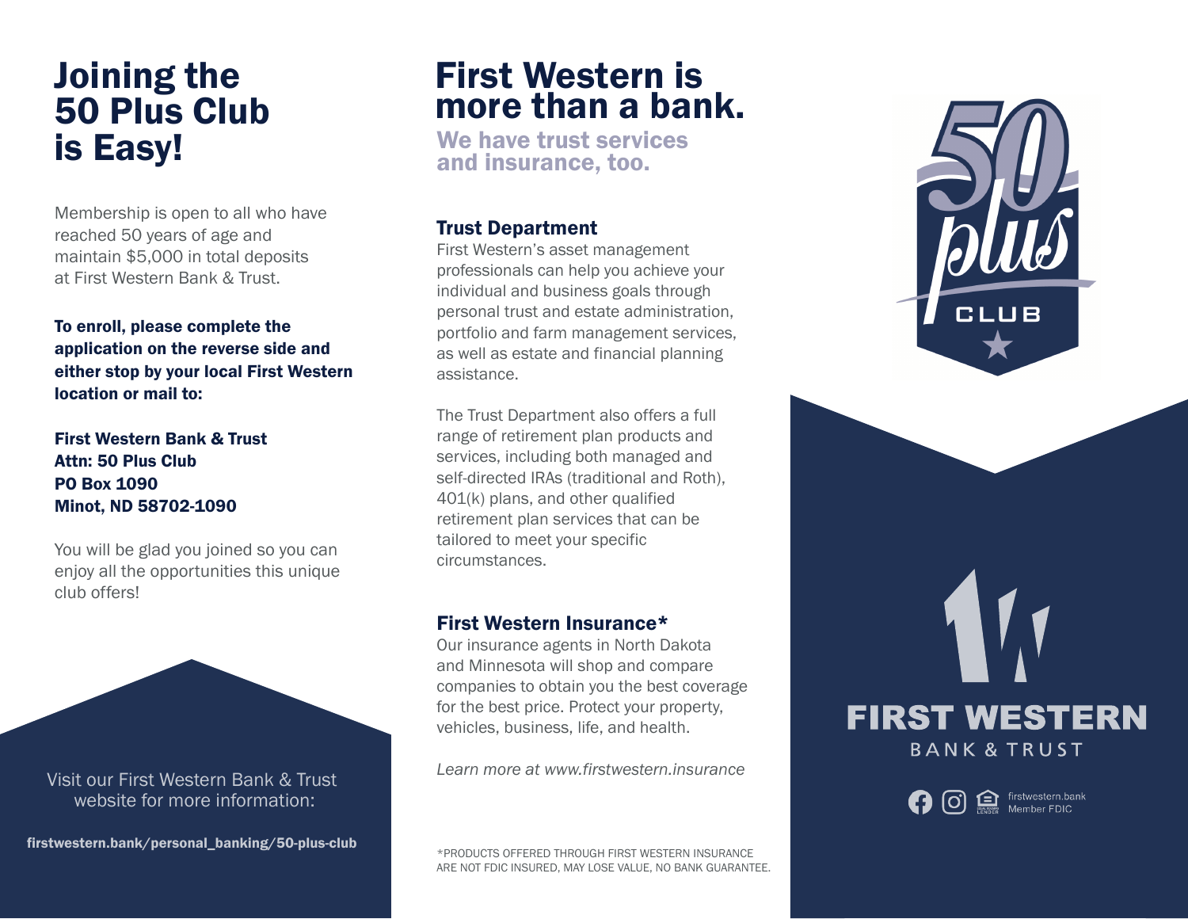# Joining the 50 Plus Club is Easy!

Membership is open to all who have reached 50 years of age and maintain $5,000 in total deposits at First Western Bank & Trust.

**To enroll, please complete the application on the reverse side and either stop by your local First Western location or mail to:**

**First Western Bank & Trust**
**Attn: 50 Plus Club**
**PO Box 1090**
**Minot, ND 58702-1090**

You will be glad you joined so you can enjoy all the opportunities this unique club offers!

Visit our First Western Bank & Trust website for more information:

**firstwestern.bank/personal_banking/50-plus-club**

# First Western is more than a bank.

## We have trust services and insurance, too.

### Trust Department

First Western's asset management professionals can help you achieve your individual and business goals through personal trust and estate administration, portfolio and farm management services, as well as estate and financial planning assistance.

The Trust Department also offers a full range of retirement plan products and services, including both managed and self-directed IRAs (traditional and Roth), 401(k) plans, and other qualified retirement plan services that can be tailored to meet your specific circumstances.

### First Western Insurance*

Our insurance agents in North Dakota and Minnesota will shop and compare companies to obtain you the best coverage for the best price. Protect your property, vehicles, business, life, and health.

*Learn more at www.firstwestern.insurance*

*PRODUCTS OFFERED THROUGH FIRST WESTERN INSURANCE ARE NOT FDIC INSURED, MAY LOSE VALUE, NO BANK GUARANTEE.

50 plus CLUB

FIRST WESTERN
BANK & TRUST

firstwestern.bank
Member FDIC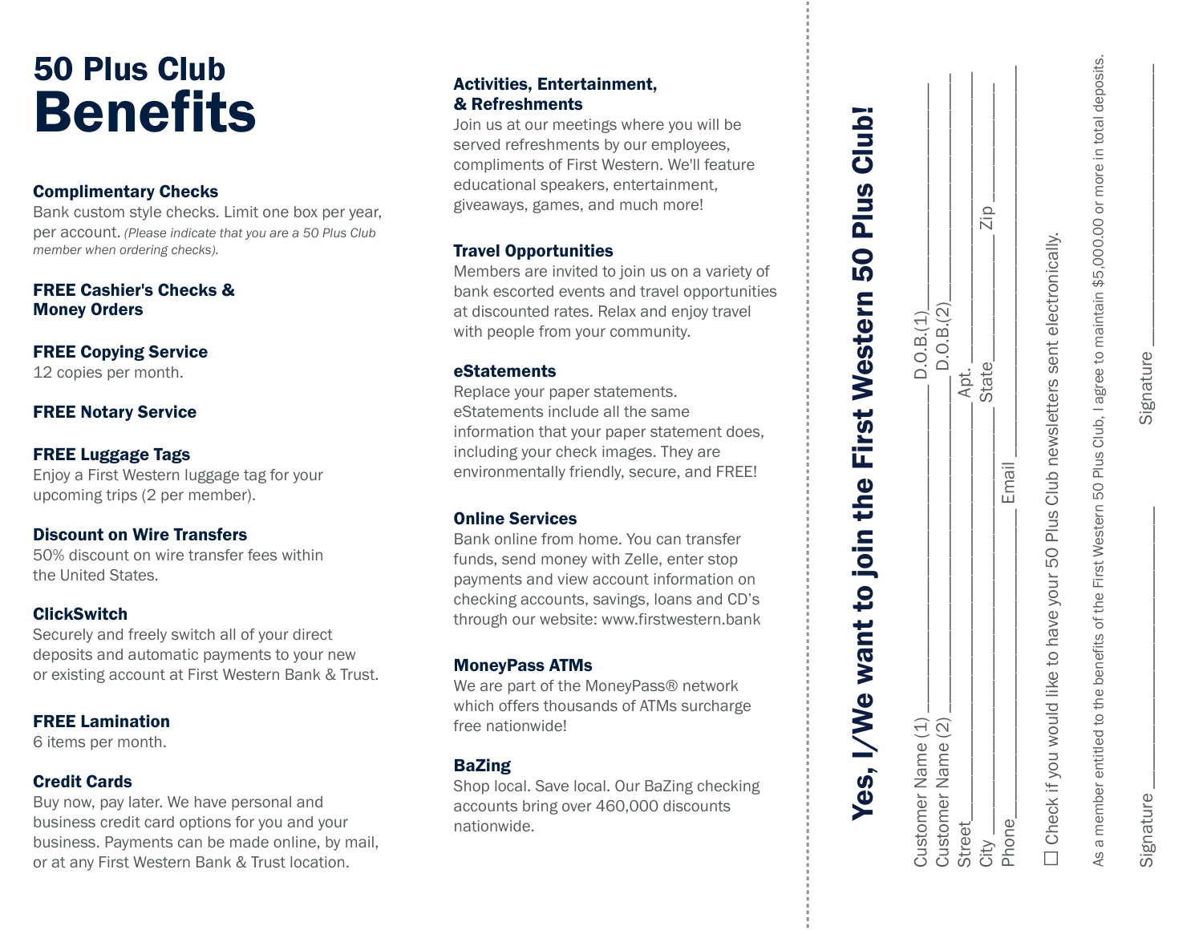# 50 Plus Club Benefits

### Complimentary Checks

Bank custom style checks. Limit one box per year, per account. *(Please indicate that you are a 50 Plus Club member when ordering checks).*

### FREE Cashier's Checks & Money Orders

### FREE Copying Service

12 copies per month.

### FREE Notary Service

### FREE Luggage Tags

Enjoy a First Western luggage tag for your upcoming trips (2 per member).

### Discount on Wire Transfers

50% discount on wire transfer fees within the United States.

### ClickSwitch

Securely and freely switch all of your direct deposits and automatic payments to your new or existing account at First Western Bank & Trust.

### FREE Lamination

6 items per month.

### Credit Cards

Buy now, pay later. We have personal and business credit card options for you and your business. Payments can be made online, by mail, or at any First Western Bank & Trust location.

### Activities, Entertainment, & Refreshments

Join us at our meetings where you will be served refreshments by our employees, compliments of First Western. We'll feature educational speakers, entertainment, giveaways, games, and much more!

### Travel Opportunities

Members are invited to join us on a variety of bank escorted events and travel opportunities at discounted rates. Relax and enjoy travel with people from your community.

### eStatements

Replace your paper statements. eStatements include all the same information that your paper statement does, including your check images. They are environmentally friendly, secure, and FREE!

### Online Services

Bank online from home. You can transfer funds, send money with Zelle, enter stop payments and view account information on checking accounts, savings, loans and CD's through our website: www.firstwestern.bank

### MoneyPass ATMs

We are part of the MoneyPass® network which offers thousands of ATMs surcharge free nationwide!

### BaZing

Shop local. Save local. Our BaZing checking accounts bring over 460,000 discounts nationwide.

---

## Yes, I/We want to join the First Western 50 Plus Club!

Customer Name (1) ____________________ D.O.B.(1) __________

Customer Name (2) ____________________ D.O.B.(2) __________

Street ____________________ Apt. __________

City ____________________ State __________ Zip __________

Phone ____________________ Email ____________________

☐ Check if you would like to have your 50 Plus Club newsletters sent electronically.

As a member entitled to the benefits of the First Western 50 Plus Club, I agree to maintain $5,000.00 or more in total deposits.

Signature ____________________ Signature ____________________